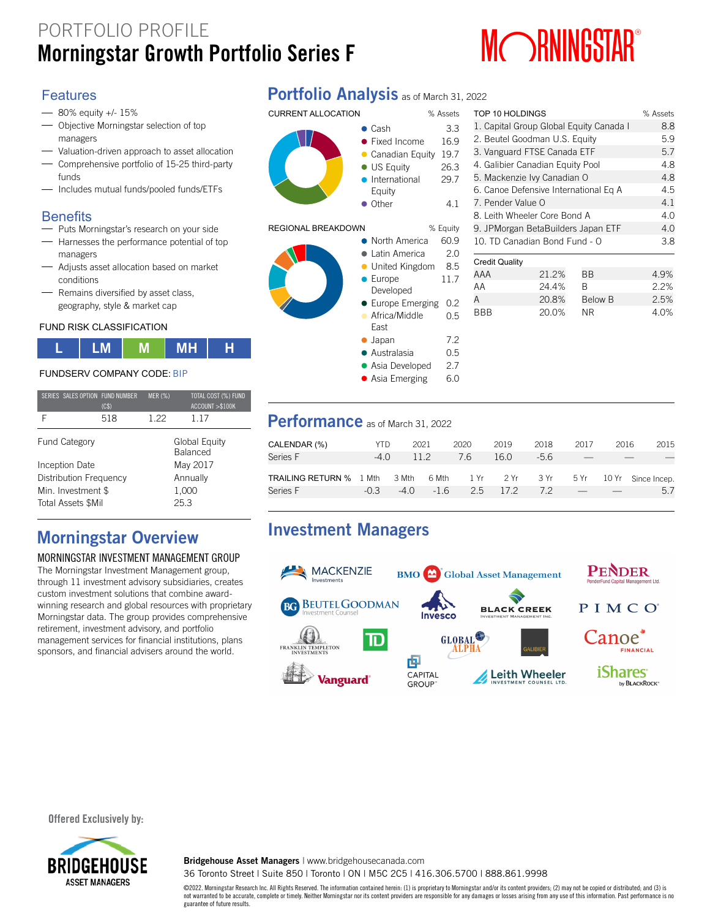# PORTFOLIO PROFILE

# Morningstar Growth Portfolio Series F

MORNINGSTAR®

## Features

- 80% equity +/- 15%
- Objective Morningstar selection of top managers
- Valuation-driven approach to asset allocation
- Comprehensive portfolio of 15-25 third-party funds
- Includes mutual funds/pooled funds/ETFs

## Benefits

- Puts Morningstar's research on your side
- Harnesses the performance potential of top managers
- Adjusts asset allocation based on market conditions
- Remains diversified by asset class, geography, style & market cap

### FUND RISK CLASSIFICATION

| L | LM | M | MH | H |
|---|---|---|---|---|

FUNDSERV COMPANY CODE: BIP

| SERIES | SALES OPTION | FUND NUMBER (C$) | MER (%) | TOTAL COST (%) FUND ACCOUNT >$100K |
|---|---|---|---|---|
| F | | 518 | 1.22 | 1.17 |

| | |
|---|---|
| Fund Category | Global Equity Balanced |
| Inception Date | May 2017 |
| Distribution Frequency | Annually |
| Min. Investment $ | 1,000 |
| Total Assets $Mil | 25.3 |

## Portfolio Analysis as of March 31, 2022

### CURRENT ALLOCATION

| | % Assets |
|---|---|
| Cash | 3.3 |
| Fixed Income | 16.9 |
| Canadian Equity | 19.7 |
| US Equity | 26.3 |
| International Equity | 29.7 |
| Other | 4.1 |

### REGIONAL BREAKDOWN

| | % Equity |
|---|---|
| North America | 60.9 |
| Latin America | 2.0 |
| United Kingdom | 8.5 |
| Europe Developed | 11.7 |
| Europe Emerging | 0.2 |
| Africa/Middle East | 0.5 |
| Japan | 7.2 |
| Australasia | 0.5 |
| Asia Developed | 2.7 |
| Asia Emerging | 6.0 |

### TOP 10 HOLDINGS

| | % Assets |
|---|---|
| 1. Capital Group Global Equity Canada I | 8.8 |
| 2. Beutel Goodman U.S. Equity | 5.9 |
| 3. Vanguard FTSE Canada ETF | 5.7 |
| 4. Galibier Canadian Equity Pool | 4.8 |
| 5. Mackenzie Ivy Canadian O | 4.8 |
| 6. Canoe Defensive International Eq A | 4.5 |
| 7. Pender Value O | 4.1 |
| 8. Leith Wheeler Core Bond A | 4.0 |
| 9. JPMorgan BetaBuilders Japan ETF | 4.0 |
| 10. TD Canadian Bond Fund - O | 3.8 |

### Credit Quality

| | | | |
|---|---|---|---|
| AAA | 21.2% | BB | 4.9% |
| AA | 24.4% | B | 2.2% |
| A | 20.8% | Below B | 2.5% |
| BBB | 20.0% | NR | 4.0% |

## Performance as of March 31, 2022

| CALENDAR (%) | YTD | 2021 | 2020 | 2019 | 2018 | 2017 | 2016 | 2015 |
|---|---|---|---|---|---|---|---|---|
| Series F | -4.0 | 11.2 | 7.6 | 16.0 | -5.6 | — | — | — |

| TRAILING RETURN % | 1 Mth | 3 Mth | 6 Mth | 1 Yr | 2 Yr | 3 Yr | 5 Yr | 10 Yr | Since Incep. |
|---|---|---|---|---|---|---|---|---|---|
| Series F | -0.3 | -4.0 | -1.6 | 2.5 | 17.2 | 7.2 | — | — | 5.7 |

## Morningstar Overview

### MORNINGSTAR INVESTMENT MANAGEMENT GROUP

The Morningstar Investment Management group, through 11 investment advisory subsidiaries, creates custom investment solutions that combine award-winning research and global resources with proprietary Morningstar data. The group provides comprehensive retirement, investment advisory, and portfolio management services for financial institutions, plans sponsors, and financial advisers around the world.

## Investment Managers

Mackenzie Investments, BMO Global Asset Management, Pender (PenderFund Capital Management Ltd.), Beutel Goodman Investment Counsel, Invesco, Black Creek Investment Management Inc., PIMCO, Franklin Templeton Investments, TD, Global Alpha, Galibier, Canoe Financial, Capital Group, Vanguard, Leith Wheeler Investment Counsel Ltd., iShares by BlackRock

Offered Exclusively by:

BRIDGEHOUSE ASSET MANAGERS

**Bridgehouse Asset Managers** | www.bridgehousecanada.com
36 Toronto Street | Suite 850 | Toronto | ON | M5C 2C5 | 416.306.5700 | 888.861.9998

©2022. Morningstar Research Inc. All Rights Reserved. The information contained herein: (1) is proprietary to Morningstar and/or its content providers; (2) may not be copied or distributed; and (3) is not warranted to be accurate, complete or timely. Neither Morningstar nor its content providers are responsible for any damages or losses arising from any use of this information. Past performance is no guarantee of future results.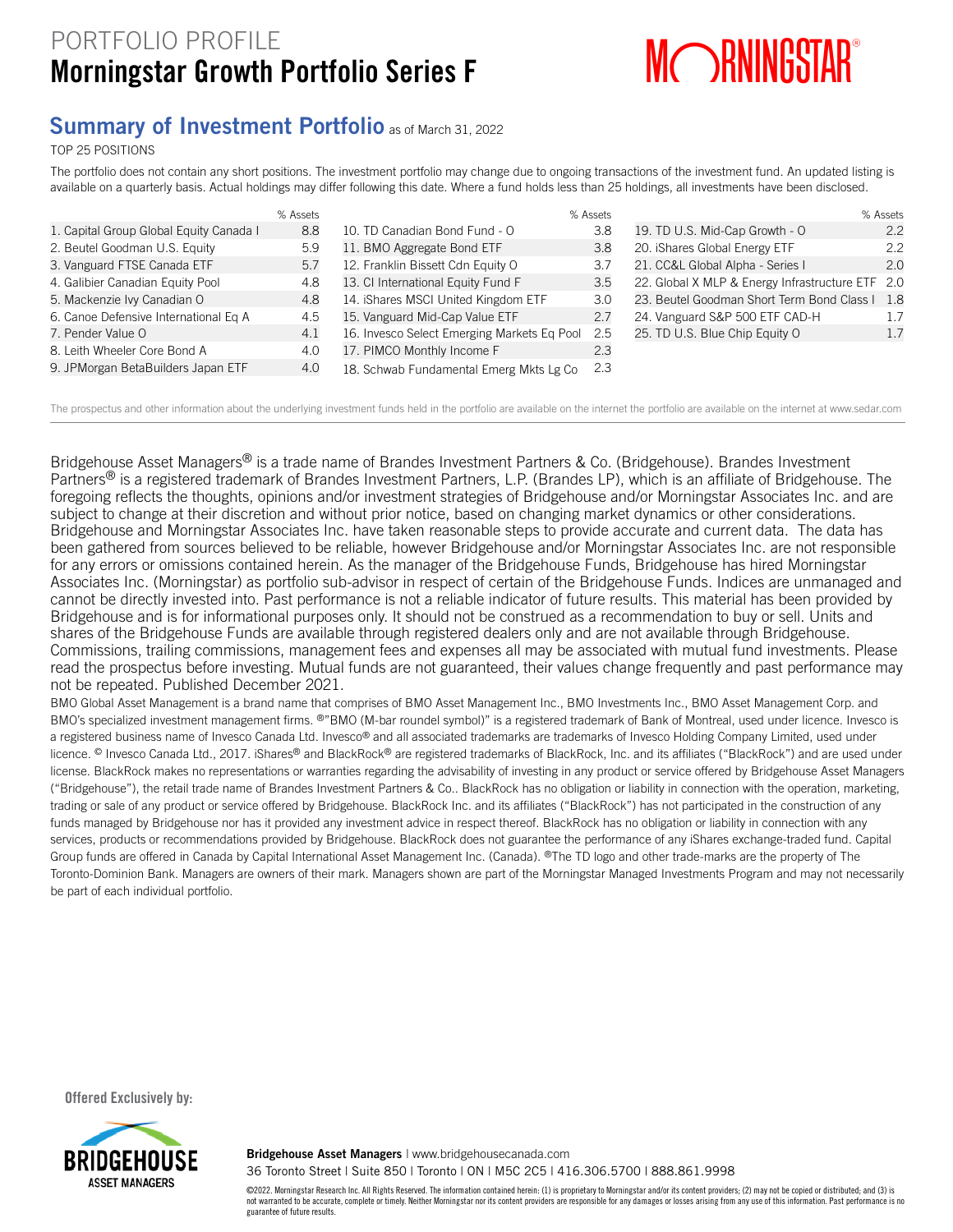PORTFOLIO PROFILE

# Morningstar Growth Portfolio Series F

## Summary of Investment Portfolio as of March 31, 2022

TOP 25 POSITIONS

The portfolio does not contain any short positions. The investment portfolio may change due to ongoing transactions of the investment fund. An updated listing is available on a quarterly basis. Actual holdings may differ following this date. Where a fund holds less than 25 holdings, all investments have been disclosed.

| | % Assets |
|---|---|
| 1. Capital Group Global Equity Canada I | 8.8 |
| 2. Beutel Goodman U.S. Equity | 5.9 |
| 3. Vanguard FTSE Canada ETF | 5.7 |
| 4. Galibier Canadian Equity Pool | 4.8 |
| 5. Mackenzie Ivy Canadian O | 4.8 |
| 6. Canoe Defensive International Eq A | 4.5 |
| 7. Pender Value O | 4.1 |
| 8. Leith Wheeler Core Bond A | 4.0 |
| 9. JPMorgan BetaBuilders Japan ETF | 4.0 |
| 10. TD Canadian Bond Fund - O | 3.8 |
| 11. BMO Aggregate Bond ETF | 3.8 |
| 12. Franklin Bissett Cdn Equity O | 3.7 |
| 13. CI International Equity Fund F | 3.5 |
| 14. iShares MSCI United Kingdom ETF | 3.0 |
| 15. Vanguard Mid-Cap Value ETF | 2.7 |
| 16. Invesco Select Emerging Markets Eq Pool | 2.5 |
| 17. PIMCO Monthly Income F | 2.3 |
| 18. Schwab Fundamental Emerg Mkts Lg Co | 2.3 |
| 19. TD U.S. Mid-Cap Growth - O | 2.2 |
| 20. iShares Global Energy ETF | 2.2 |
| 21. CC&L Global Alpha - Series I | 2.0 |
| 22. Global X MLP & Energy Infrastructure ETF | 2.0 |
| 23. Beutel Goodman Short Term Bond Class I | 1.8 |
| 24. Vanguard S&P 500 ETF CAD-H | 1.7 |
| 25. TD U.S. Blue Chip Equity O | 1.7 |

The prospectus and other information about the underlying investment funds held in the portfolio are available on the internet the portfolio are available on the internet at www.sedar.com

Bridgehouse Asset Managers® is a trade name of Brandes Investment Partners & Co. (Bridgehouse). Brandes Investment Partners® is a registered trademark of Brandes Investment Partners, L.P. (Brandes LP), which is an affiliate of Bridgehouse. The foregoing reflects the thoughts, opinions and/or investment strategies of Bridgehouse and/or Morningstar Associates Inc. and are subject to change at their discretion and without prior notice, based on changing market dynamics or other considerations. Bridgehouse and Morningstar Associates Inc. have taken reasonable steps to provide accurate and current data. The data has been gathered from sources believed to be reliable, however Bridgehouse and/or Morningstar Associates Inc. are not responsible for any errors or omissions contained herein. As the manager of the Bridgehouse Funds, Bridgehouse has hired Morningstar Associates Inc. (Morningstar) as portfolio sub-advisor in respect of certain of the Bridgehouse Funds. Indices are unmanaged and cannot be directly invested into. Past performance is not a reliable indicator of future results. This material has been provided by Bridgehouse and is for informational purposes only. It should not be construed as a recommendation to buy or sell. Units and shares of the Bridgehouse Funds are available through registered dealers only and are not available through Bridgehouse. Commissions, trailing commissions, management fees and expenses all may be associated with mutual fund investments. Please read the prospectus before investing. Mutual funds are not guaranteed, their values change frequently and past performance may not be repeated. Published December 2021.

BMO Global Asset Management is a brand name that comprises of BMO Asset Management Inc., BMO Investments Inc., BMO Asset Management Corp. and BMO's specialized investment management firms. ®"BMO (M-bar roundel symbol)" is a registered trademark of Bank of Montreal, used under licence. Invesco is a registered business name of Invesco Canada Ltd. Invesco® and all associated trademarks are trademarks of Invesco Holding Company Limited, used under licence. © Invesco Canada Ltd., 2017. iShares® and BlackRock® are registered trademarks of BlackRock, Inc. and its affiliates ("BlackRock") and are used under license. BlackRock makes no representations or warranties regarding the advisability of investing in any product or service offered by Bridgehouse Asset Managers ("Bridgehouse"), the retail trade name of Brandes Investment Partners & Co.. BlackRock has no obligation or liability in connection with the operation, marketing, trading or sale of any product or service offered by Bridgehouse. BlackRock Inc. and its affiliates ("BlackRock") has not participated in the construction of any funds managed by Bridgehouse nor has it provided any investment advice in respect thereof. BlackRock has no obligation or liability in connection with any services, products or recommendations provided by Bridgehouse. BlackRock does not guarantee the performance of any iShares exchange-traded fund. Capital Group funds are offered in Canada by Capital International Asset Management Inc. (Canada). ®The TD logo and other trade-marks are the property of The Toronto-Dominion Bank. Managers are owners of their mark. Managers shown are part of the Morningstar Managed Investments Program and may not necessarily be part of each individual portfolio.

**Offered Exclusively by:**

BRIDGEHOUSE ASSET MANAGERS

**Bridgehouse Asset Managers** | www.bridgehousecanada.com
36 Toronto Street | Suite 850 | Toronto | ON | M5C 2C5 | 416.306.5700 | 888.861.9998

©2022. Morningstar Research Inc. All Rights Reserved. The information contained herein: (1) is proprietary to Morningstar and/or its content providers; (2) may not be copied or distributed; and (3) is not warranted to be accurate, complete or timely. Neither Morningstar nor its content providers are responsible for any damages or losses arising from any use of this information. Past performance is no guarantee of future results.